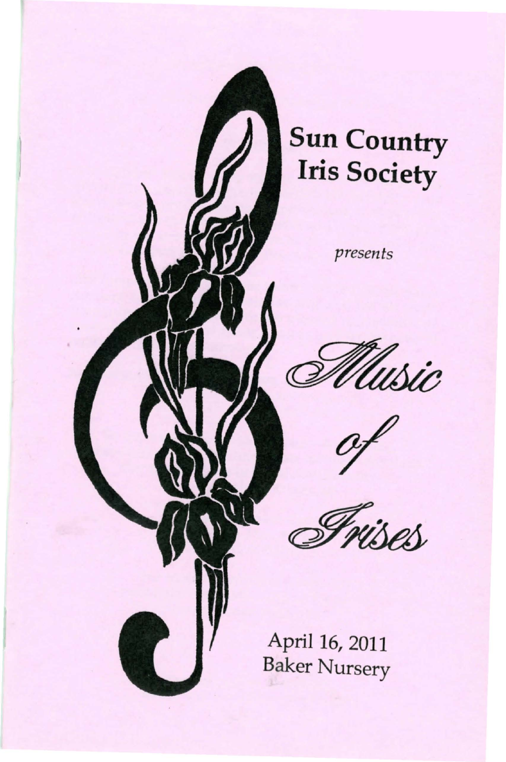# Sun Country Iris Society

*presents*

# *Music of Irises*

April 16, 2011
Baker Nursery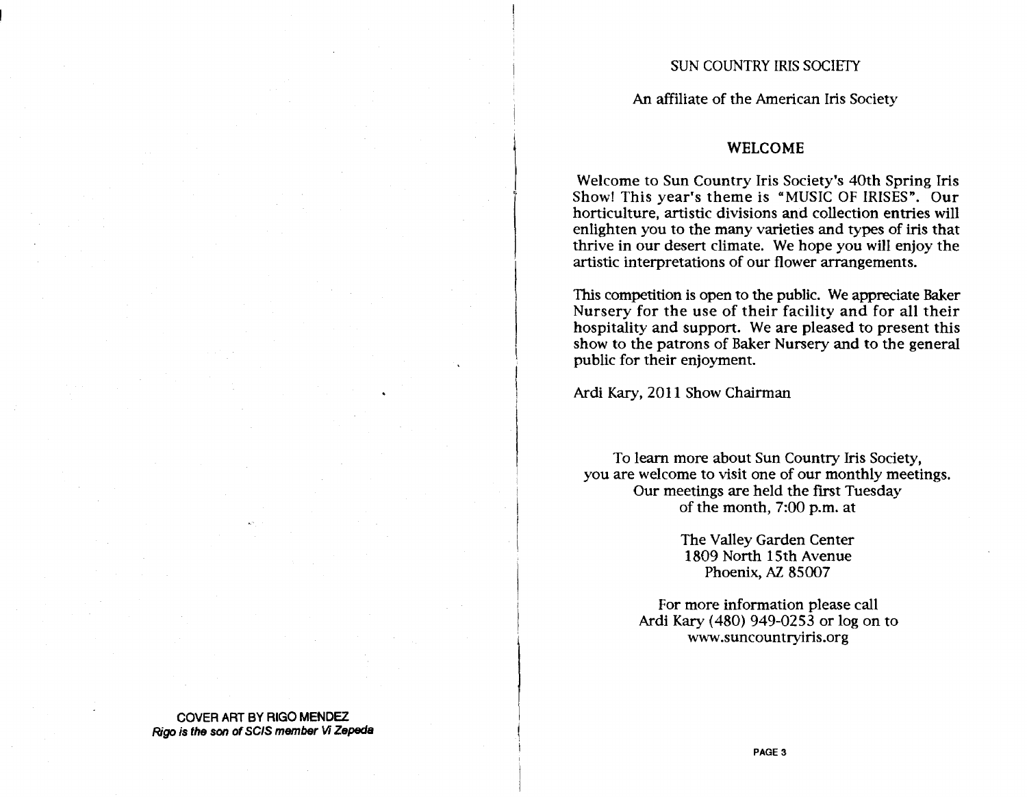COVER ART BY RIGO MENDEZ
*Rigo is the son of SCIS member Vi Zepeda*

SUN COUNTRY IRIS SOCIETY

An affiliate of the American Iris Society

## WELCOME

Welcome to Sun Country Iris Society's 40th Spring Iris Show! This year's theme is "MUSIC OF IRISES". Our horticulture, artistic divisions and collection entries will enlighten you to the many varieties and types of iris that thrive in our desert climate. We hope you will enjoy the artistic interpretations of our flower arrangements.

This competition is open to the public. We appreciate Baker Nursery for the use of their facility and for all their hospitality and support. We are pleased to present this show to the patrons of Baker Nursery and to the general public for their enjoyment.

Ardi Kary, 2011 Show Chairman

To learn more about Sun Country Iris Society,
you are welcome to visit one of our monthly meetings.
Our meetings are held the first Tuesday
of the month, 7:00 p.m. at

The Valley Garden Center
1809 North 15th Avenue
Phoenix, AZ 85007

For more information please call
Ardi Kary (480) 949-0253 or log on to
www.suncountryiris.org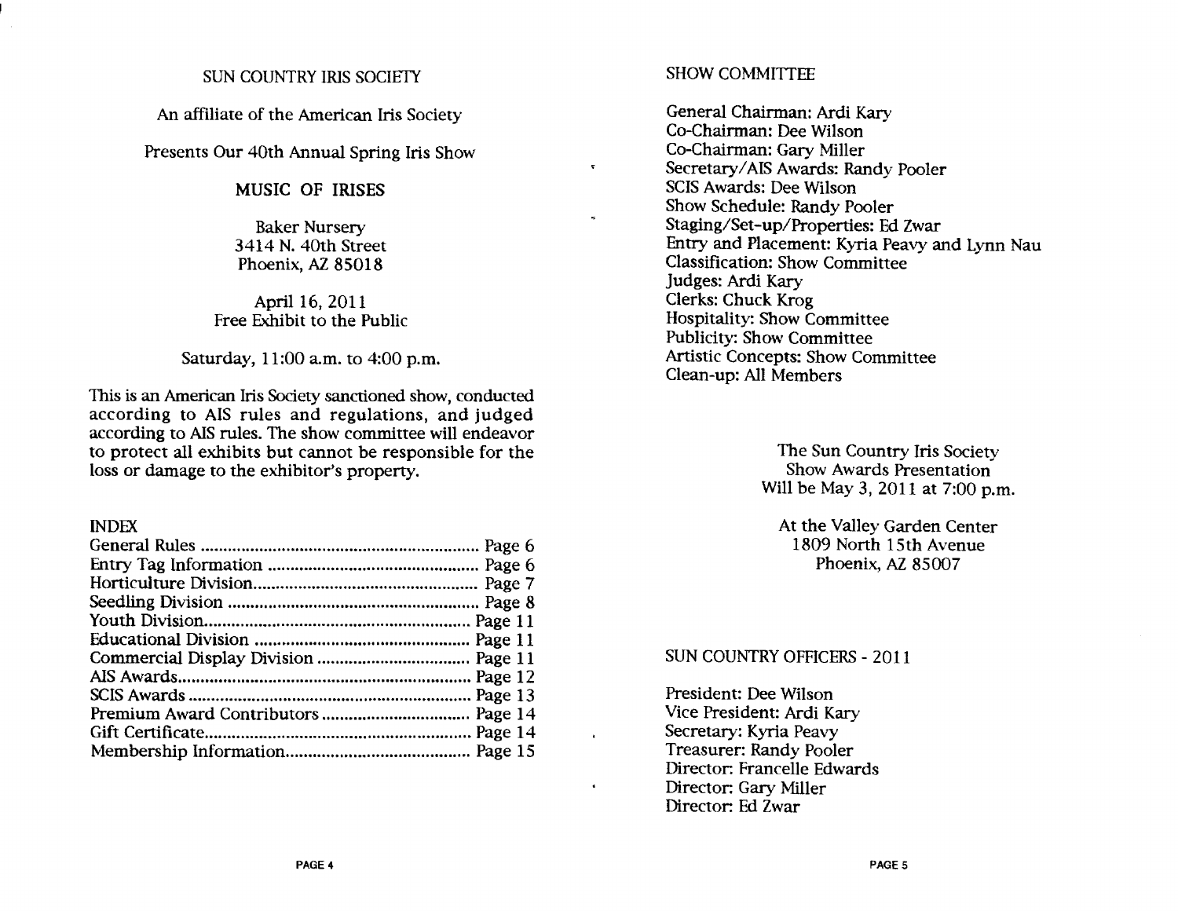# SUN COUNTRY IRIS SOCIETY

An affiliate of the American Iris Society

Presents Our 40th Annual Spring Iris Show

## MUSIC OF IRISES

Baker Nursery
3414 N. 40th Street
Phoenix, AZ 85018

April 16, 2011
Free Exhibit to the Public

Saturday, 11:00 a.m. to 4:00 p.m.

This is an American Iris Society sanctioned show, conducted according to AIS rules and regulations, and judged according to AIS rules. The show committee will endeavor to protect all exhibits but cannot be responsible for the loss or damage to the exhibitor's property.

## INDEX

| | |
|---|---|
| General Rules | Page 6 |
| Entry Tag Information | Page 6 |
| Horticulture Division | Page 7 |
| Seedling Division | Page 8 |
| Youth Division | Page 11 |
| Educational Division | Page 11 |
| Commercial Display Division | Page 11 |
| AIS Awards | Page 12 |
| SCIS Awards | Page 13 |
| Premium Award Contributors | Page 14 |
| Gift Certificate | Page 14 |
| Membership Information | Page 15 |

## SHOW COMMITTEE

General Chairman: Ardi Kary
Co-Chairman: Dee Wilson
Co-Chairman: Gary Miller
Secretary/AIS Awards: Randy Pooler
SCIS Awards: Dee Wilson
Show Schedule: Randy Pooler
Staging/Set-up/Properties: Ed Zwar
Entry and Placement: Kyria Peavy and Lynn Nau
Classification: Show Committee
Judges: Ardi Kary
Clerks: Chuck Krog
Hospitality: Show Committee
Publicity: Show Committee
Artistic Concepts: Show Committee
Clean-up: All Members

The Sun Country Iris Society
Show Awards Presentation
Will be May 3, 2011 at 7:00 p.m.

At the Valley Garden Center
1809 North 15th Avenue
Phoenix, AZ 85007

## SUN COUNTRY OFFICERS - 2011

President: Dee Wilson
Vice President: Ardi Kary
Secretary: Kyria Peavy
Treasurer: Randy Pooler
Director: Francelle Edwards
Director: Gary Miller
Director: Ed Zwar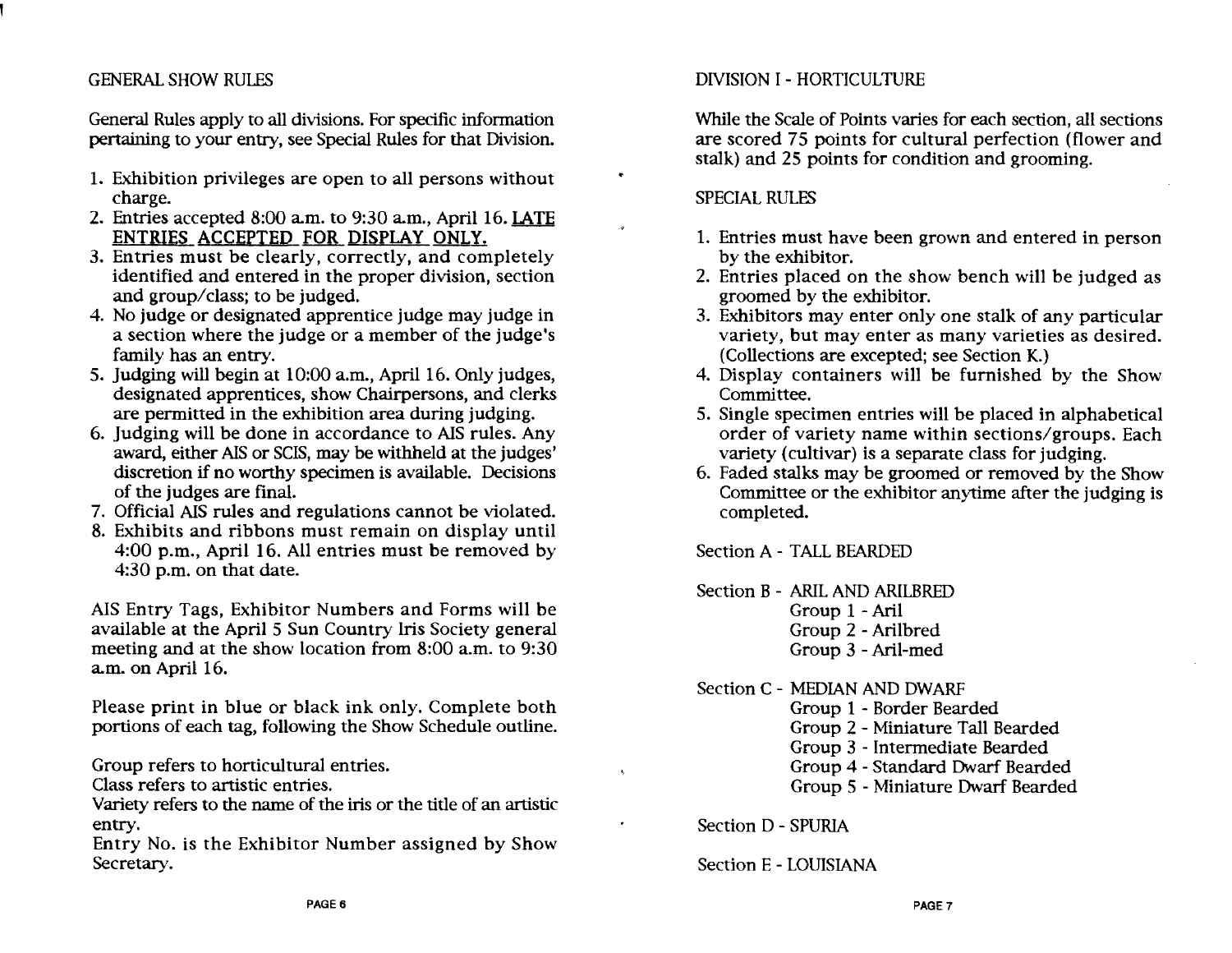## GENERAL SHOW RULES

General Rules apply to all divisions. For specific information pertaining to your entry, see Special Rules for that Division.

1. Exhibition privileges are open to all persons without charge.
2. Entries accepted 8:00 a.m. to 9:30 a.m., April 16. <u>LATE ENTRIES ACCEPTED FOR DISPLAY ONLY.</u>
3. Entries must be clearly, correctly, and completely identified and entered in the proper division, section and group/class; to be judged.
4. No judge or designated apprentice judge may judge in a section where the judge or a member of the judge's family has an entry.
5. Judging will begin at 10:00 a.m., April 16. Only judges, designated apprentices, show Chairpersons, and clerks are permitted in the exhibition area during judging.
6. Judging will be done in accordance to AIS rules. Any award, either AIS or SCIS, may be withheld at the judges' discretion if no worthy specimen is available. Decisions of the judges are final.
7. Official AIS rules and regulations cannot be violated.
8. Exhibits and ribbons must remain on display until 4:00 p.m., April 16. All entries must be removed by 4:30 p.m. on that date.

AIS Entry Tags, Exhibitor Numbers and Forms will be available at the April 5 Sun Country Iris Society general meeting and at the show location from 8:00 a.m. to 9:30 a.m. on April 16.

Please print in blue or black ink only. Complete both portions of each tag, following the Show Schedule outline.

Group refers to horticultural entries.
Class refers to artistic entries.
Variety refers to the name of the iris or the title of an artistic entry.
Entry No. is the Exhibitor Number assigned by Show Secretary.

## DIVISION I - HORTICULTURE

While the Scale of Points varies for each section, all sections are scored 75 points for cultural perfection (flower and stalk) and 25 points for condition and grooming.

### SPECIAL RULES

1. Entries must have been grown and entered in person by the exhibitor.
2. Entries placed on the show bench will be judged as groomed by the exhibitor.
3. Exhibitors may enter only one stalk of any particular variety, but may enter as many varieties as desired. (Collections are excepted; see Section K.)
4. Display containers will be furnished by the Show Committee.
5. Single specimen entries will be placed in alphabetical order of variety name within sections/groups. Each variety (cultivar) is a separate class for judging.
6. Faded stalks may be groomed or removed by the Show Committee or the exhibitor anytime after the judging is completed.

Section A - TALL BEARDED

Section B - ARIL AND ARILBRED
- Group 1 - Aril
- Group 2 - Arilbred
- Group 3 - Aril-med

Section C - MEDIAN AND DWARF
- Group 1 - Border Bearded
- Group 2 - Miniature Tall Bearded
- Group 3 - Intermediate Bearded
- Group 4 - Standard Dwarf Bearded
- Group 5 - Miniature Dwarf Bearded

Section D - SPURIA

Section E - LOUISIANA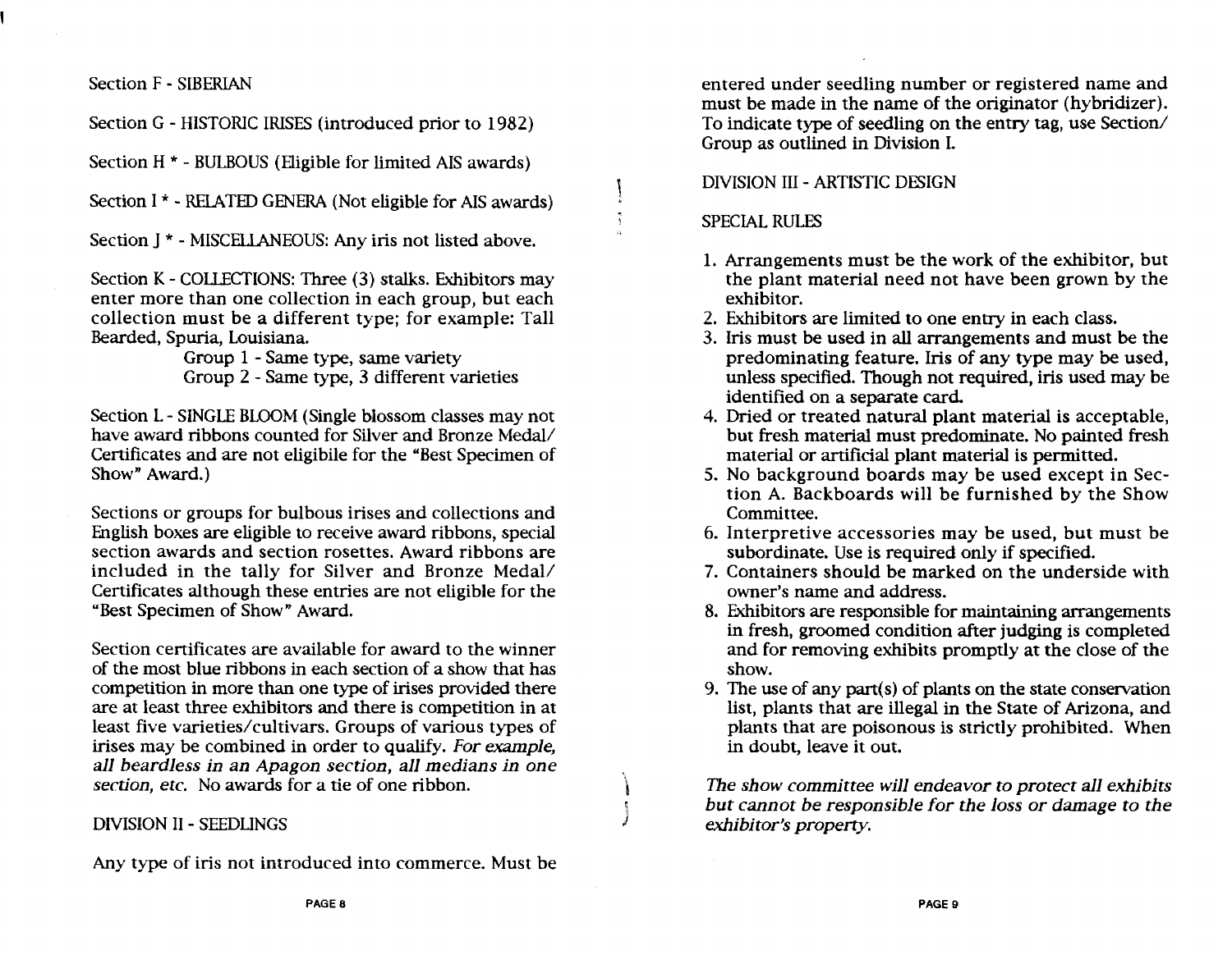Section F - SIBERIAN

Section G - HISTORIC IRISES (introduced prior to 1982)

Section H * - BULBOUS (Eligible for limited AIS awards)

Section I * - RELATED GENERA (Not eligible for AIS awards)

Section J * - MISCELLANEOUS: Any iris not listed above.

Section K - COLLECTIONS: Three (3) stalks. Exhibitors may enter more than one collection in each group, but each collection must be a different type; for example: Tall Bearded, Spuria, Louisiana.

Group 1 - Same type, same variety
Group 2 - Same type, 3 different varieties

Section L - SINGLE BLOOM (Single blossom classes may not have award ribbons counted for Silver and Bronze Medal/ Certificates and are not eligibile for the "Best Specimen of Show" Award.)

Sections or groups for bulbous irises and collections and English boxes are eligible to receive award ribbons, special section awards and section rosettes. Award ribbons are included in the tally for Silver and Bronze Medal/ Certificates although these entries are not eligible for the "Best Specimen of Show" Award.

Section certificates are available for award to the winner of the most blue ribbons in each section of a show that has competition in more than one type of irises provided there are at least three exhibitors and there is competition in at least five varieties/cultivars. Groups of various types of irises may be combined in order to qualify. *For example, all beardless in an Apagon section, all medians in one section, etc.* No awards for a tie of one ribbon.

## DIVISION II - SEEDLINGS

Any type of iris not introduced into commerce. Must be entered under seedling number or registered name and must be made in the name of the originator (hybridizer). To indicate type of seedling on the entry tag, use Section/ Group as outlined in Division I.

## DIVISION III - ARTISTIC DESIGN

### SPECIAL RULES

1. Arrangements must be the work of the exhibitor, but the plant material need not have been grown by the exhibitor.
2. Exhibitors are limited to one entry in each class.
3. Iris must be used in all arrangements and must be the predominating feature. Iris of any type may be used, unless specified. Though not required, iris used may be identified on a separate card.
4. Dried or treated natural plant material is acceptable, but fresh material must predominate. No painted fresh material or artificial plant material is permitted.
5. No background boards may be used except in Section A. Backboards will be furnished by the Show Committee.
6. Interpretive accessories may be used, but must be subordinate. Use is required only if specified.
7. Containers should be marked on the underside with owner's name and address.
8. Exhibitors are responsible for maintaining arrangements in fresh, groomed condition after judging is completed and for removing exhibits promptly at the close of the show.
9. The use of any part(s) of plants on the state conservation list, plants that are illegal in the State of Arizona, and plants that are poisonous is strictly prohibited. When in doubt, leave it out.

*The show committee will endeavor to protect all exhibits but cannot be responsible for the loss or damage to the exhibitor's property.*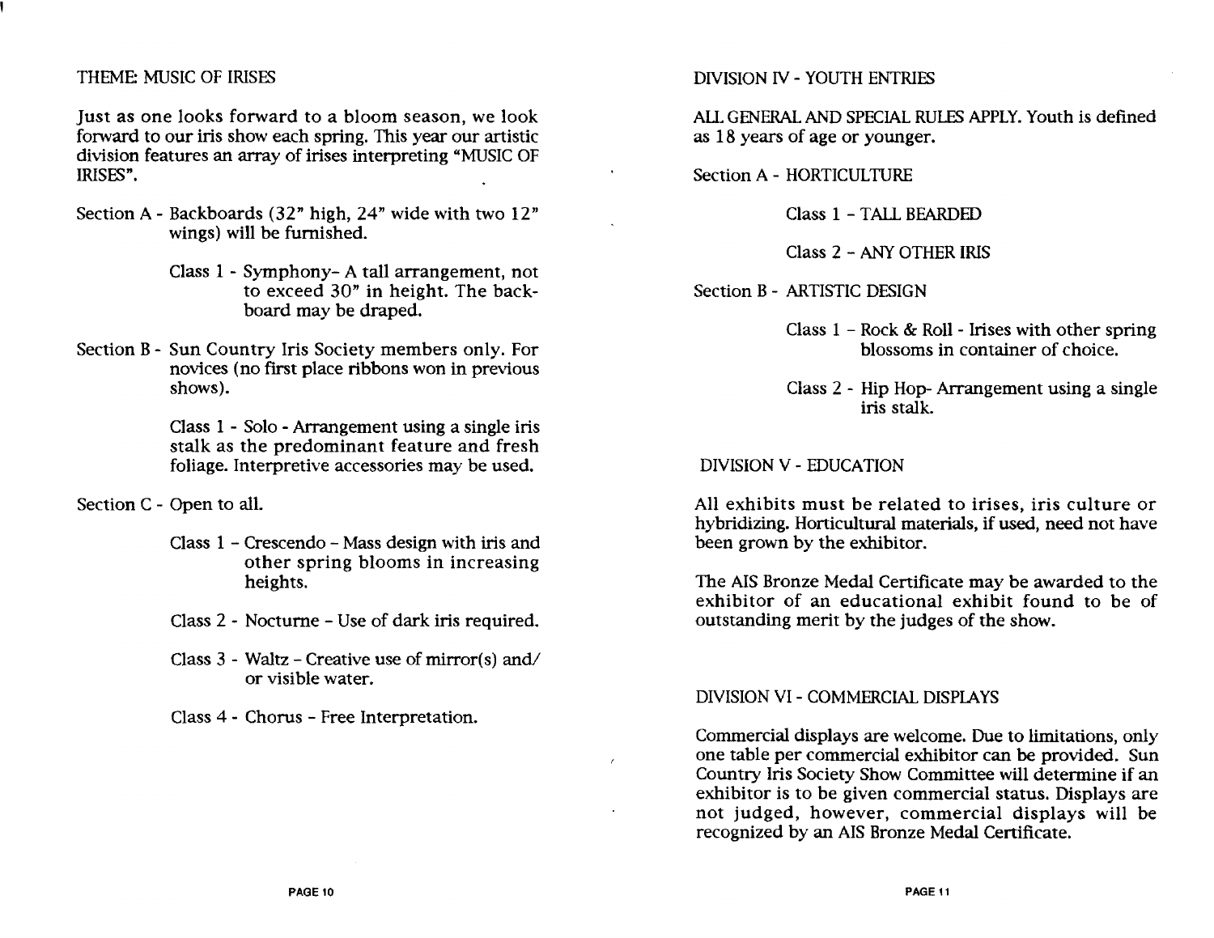THEME: MUSIC OF IRISES

Just as one looks forward to a bloom season, we look forward to our iris show each spring. This year our artistic division features an array of irises interpreting "MUSIC OF IRISES".

Section A - Backboards (32" high, 24" wide with two 12" wings) will be furnished.

Class 1 - Symphony- A tall arrangement, not to exceed 30" in height. The backboard may be draped.

Section B - Sun Country Iris Society members only. For novices (no first place ribbons won in previous shows).

Class 1 - Solo - Arrangement using a single iris stalk as the predominant feature and fresh foliage. Interpretive accessories may be used.

Section C - Open to all.

Class 1 - Crescendo - Mass design with iris and other spring blooms in increasing heights.

Class 2 - Nocturne - Use of dark iris required.

Class 3 - Waltz - Creative use of mirror(s) and/or visible water.

Class 4 - Chorus - Free Interpretation.

DIVISION IV - YOUTH ENTRIES

ALL GENERAL AND SPECIAL RULES APPLY. Youth is defined as 18 years of age or younger.

Section A - HORTICULTURE

Class 1 - TALL BEARDED

Class 2 - ANY OTHER IRIS

Section B - ARTISTIC DESIGN

Class 1 - Rock & Roll - Irises with other spring blossoms in container of choice.

Class 2 - Hip Hop- Arrangement using a single iris stalk.

DIVISION V - EDUCATION

All exhibits must be related to irises, iris culture or hybridizing. Horticultural materials, if used, need not have been grown by the exhibitor.

The AIS Bronze Medal Certificate may be awarded to the exhibitor of an educational exhibit found to be of outstanding merit by the judges of the show.

DIVISION VI - COMMERCIAL DISPLAYS

Commercial displays are welcome. Due to limitations, only one table per commercial exhibitor can be provided. Sun Country Iris Society Show Committee will determine if an exhibitor is to be given commercial status. Displays are not judged, however, commercial displays will be recognized by an AIS Bronze Medal Certificate.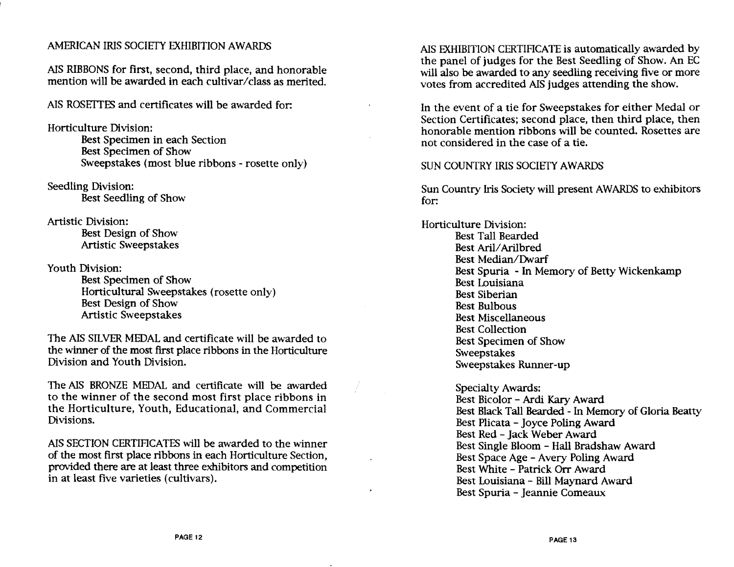## AMERICAN IRIS SOCIETY EXHIBITION AWARDS

AIS RIBBONS for first, second, third place, and honorable mention will be awarded in each cultivar/class as merited.

AIS ROSETTES and certificates will be awarded for:

Horticulture Division:
- Best Specimen in each Section
- Best Specimen of Show
- Sweepstakes (most blue ribbons - rosette only)

Seedling Division:
- Best Seedling of Show

Artistic Division:
- Best Design of Show
- Artistic Sweepstakes

Youth Division:
- Best Specimen of Show
- Horticultural Sweepstakes (rosette only)
- Best Design of Show
- Artistic Sweepstakes

The AIS SILVER MEDAL and certificate will be awarded to the winner of the most first place ribbons in the Horticulture Division and Youth Division.

The AIS BRONZE MEDAL and certificate will be awarded to the winner of the second most first place ribbons in the Horticulture, Youth, Educational, and Commercial Divisions.

AIS SECTION CERTIFICATES will be awarded to the winner of the most first place ribbons in each Horticulture Section, provided there are at least three exhibitors and competition in at least five varieties (cultivars).

AIS EXHIBITION CERTIFICATE is automatically awarded by the panel of judges for the Best Seedling of Show. An EC will also be awarded to any seedling receiving five or more votes from accredited AIS judges attending the show.

In the event of a tie for Sweepstakes for either Medal or Section Certificates; second place, then third place, then honorable mention ribbons will be counted. Rosettes are not considered in the case of a tie.

## SUN COUNTRY IRIS SOCIETY AWARDS

Sun Country Iris Society will present AWARDS to exhibitors for:

Horticulture Division:
- Best Tall Bearded
- Best Aril/Arilbred
- Best Median/Dwarf
- Best Spuria - In Memory of Betty Wickenkamp
- Best Louisiana
- Best Siberian
- Best Bulbous
- Best Miscellaneous
- Best Collection
- Best Specimen of Show
- Sweepstakes
- Sweepstakes Runner-up

Specialty Awards:
- Best Bicolor - Ardi Kary Award
- Best Black Tall Bearded - In Memory of Gloria Beatty
- Best Plicata - Joyce Poling Award
- Best Red - Jack Weber Award
- Best Single Bloom - Hall Bradshaw Award
- Best Space Age - Avery Poling Award
- Best White - Patrick Orr Award
- Best Louisiana - Bill Maynard Award
- Best Spuria - Jeannie Comeaux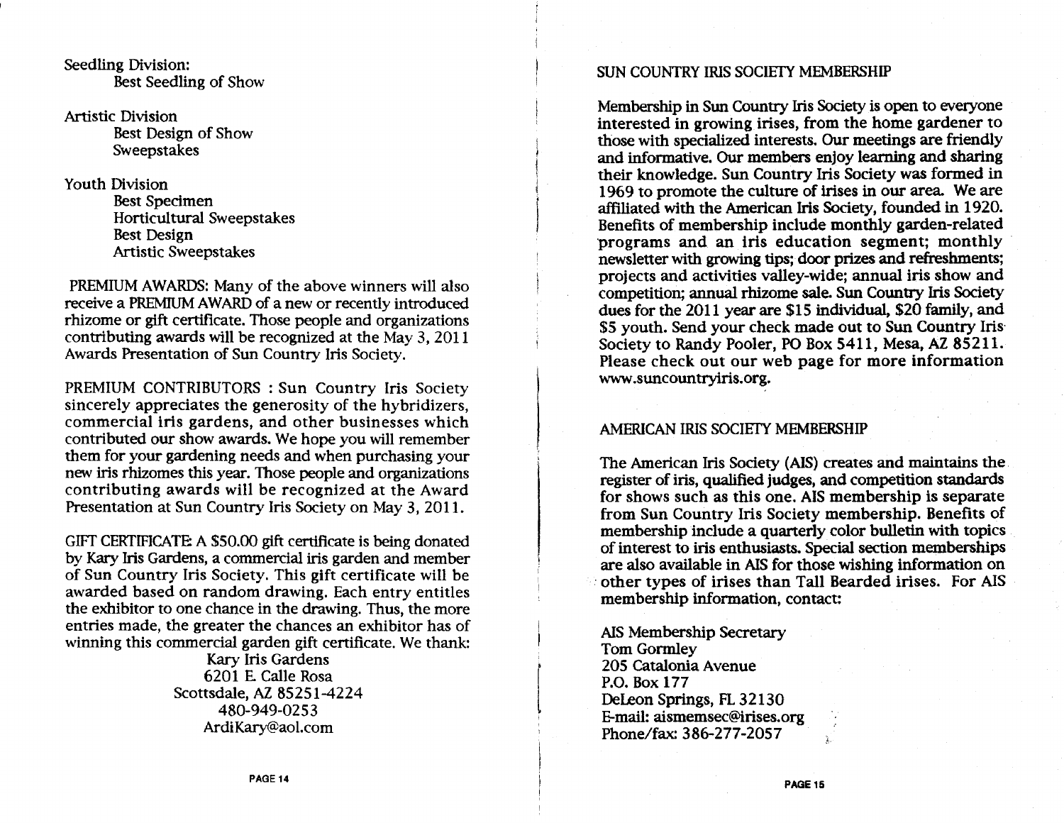Seedling Division:
- Best Seedling of Show

Artistic Division
- Best Design of Show
- Sweepstakes

Youth Division
- Best Specimen
- Horticultural Sweepstakes
- Best Design
- Artistic Sweepstakes

PREMIUM AWARDS: Many of the above winners will also receive a PREMIUM AWARD of a new or recently introduced rhizome or gift certificate. Those people and organizations contributing awards will be recognized at the May 3, 2011 Awards Presentation of Sun Country Iris Society.

PREMIUM CONTRIBUTORS : Sun Country Iris Society sincerely appreciates the generosity of the hybridizers, commercial iris gardens, and other businesses which contributed our show awards. We hope you will remember them for your gardening needs and when purchasing your new iris rhizomes this year. Those people and organizations contributing awards will be recognized at the Award Presentation at Sun Country Iris Society on May 3, 2011.

GIFT CERTIFICATE: A $50.00 gift certificate is being donated by Kary Iris Gardens, a commercial iris garden and member of Sun Country Iris Society. This gift certificate will be awarded based on random drawing. Each entry entitles the exhibitor to one chance in the drawing. Thus, the more entries made, the greater the chances an exhibitor has of winning this commercial garden gift certificate. We thank:

Kary Iris Gardens
6201 E. Calle Rosa
Scottsdale, AZ 85251-4224
480-949-0253
ArdiKary@aol.com

## SUN COUNTRY IRIS SOCIETY MEMBERSHIP

Membership in Sun Country Iris Society is open to everyone interested in growing irises, from the home gardener to those with specialized interests. Our meetings are friendly and informative. Our members enjoy learning and sharing their knowledge. Sun Country Iris Society was formed in 1969 to promote the culture of irises in our area. We are affiliated with the American Iris Society, founded in 1920. Benefits of membership include monthly garden-related programs and an iris education segment; monthly newsletter with growing tips; door prizes and refreshments; projects and activities valley-wide; annual iris show and competition; annual rhizome sale. Sun Country Iris Society dues for the 2011 year are $15 individual, $20 family, and $5 youth. Send your check made out to Sun Country Iris Society to Randy Pooler, PO Box 5411, Mesa, AZ 85211. Please check out our web page for more information www.suncountryiris.org.

## AMERICAN IRIS SOCIETY MEMBERSHIP

The American Iris Society (AIS) creates and maintains the register of iris, qualified judges, and competition standards for shows such as this one. AIS membership is separate from Sun Country Iris Society membership. Benefits of membership include a quarterly color bulletin with topics of interest to iris enthusiasts. Special section memberships are also available in AIS for those wishing information on other types of irises than Tall Bearded irises. For AIS membership information, contact:

AIS Membership Secretary
Tom Gormley
205 Catalonia Avenue
P.O. Box 177
DeLeon Springs, FL 32130
E-mail: aismemsec@irises.org
Phone/fax: 386-277-2057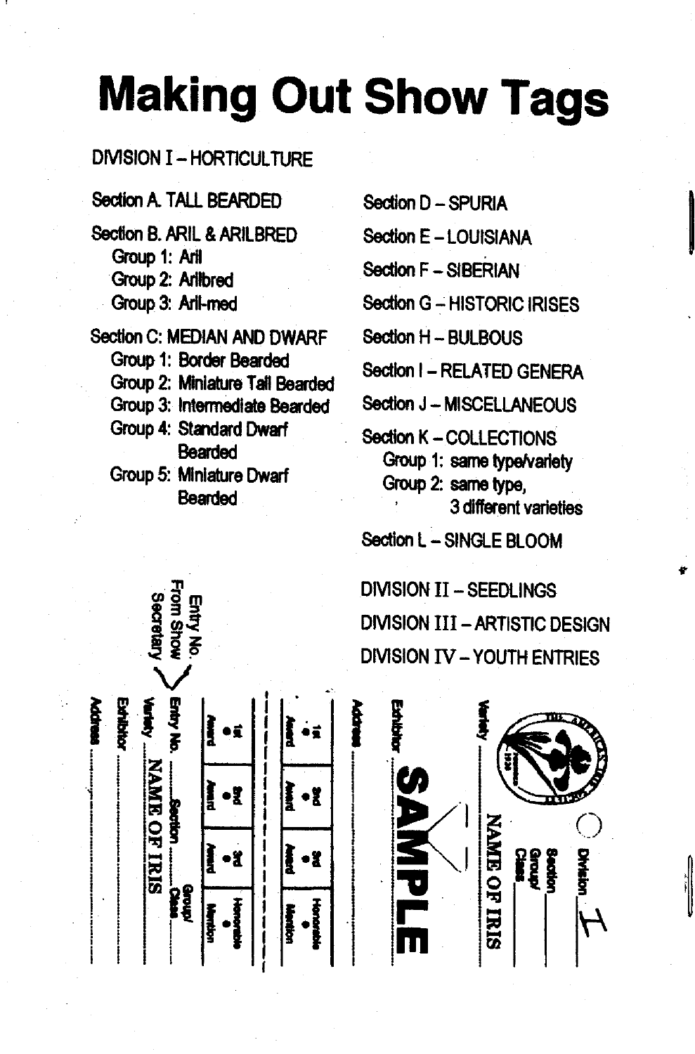# Making Out Show Tags

DIVISION I – HORTICULTURE

Section A. TALL BEARDED

Section B. ARIL & ARILBRED
- Group 1: Aril
- Group 2: Arilbred
- Group 3: Aril-med

Section C: MEDIAN AND DWARF
- Group 1: Border Bearded
- Group 2: Miniature Tall Bearded
- Group 3: Intermediate Bearded
- Group 4: Standard Dwarf Bearded
- Group 5: Miniature Dwarf Bearded

Section D – SPURIA

Section E – LOUISIANA

Section F – SIBERIAN

Section G – HISTORIC IRISES

Section H – BULBOUS

Section I – RELATED GENERA

Section J – MISCELLANEOUS

Section K – COLLECTIONS
- Group 1: same type/variety
- Group 2: same type, 3 different varieties

Section L – SINGLE BLOOM

DIVISION II – SEEDLINGS

DIVISION III – ARTISTIC DESIGN

DIVISION IV – YOUTH ENTRIES

Entry No. From Show Secretary

Address ..........

Exhibitor ..........

Variety NAME OF IRIS

Entry No. ...... Section ...... Group/ Class ......

| 1st Award | 2nd Award | 3rd Award | Honorable Mention |
|---|---|---|---|

| 1st Award | 2nd Award | 3rd Award | Honorable Mention |
|---|---|---|---|

Address ..........

Exhibitor SAMPLE

Variety NAME OF IRIS

Division I

Section ......

Group/ Class ......